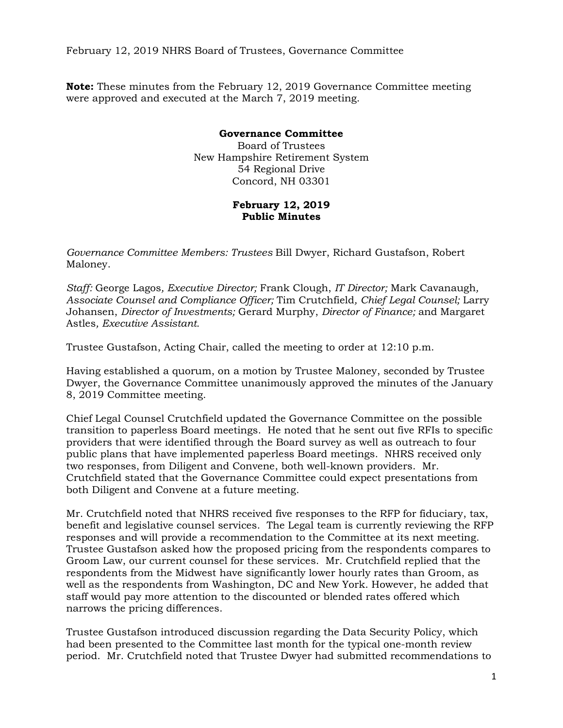February 12, 2019 NHRS Board of Trustees, Governance Committee

**Note:** These minutes from the February 12, 2019 Governance Committee meeting were approved and executed at the March 7, 2019 meeting.

**Governance Committee**
Board of Trustees
New Hampshire Retirement System
54 Regional Drive
Concord, NH 03301

**February 12, 2019**
**Public Minutes**

*Governance Committee Members: Trustees* Bill Dwyer, Richard Gustafson, Robert Maloney.

*Staff:* George Lagos*, Executive Director;* Frank Clough, *IT Director;* Mark Cavanaugh*, Associate Counsel and Compliance Officer;* Tim Crutchfield*, Chief Legal Counsel;* Larry Johansen, *Director of Investments;* Gerard Murphy, *Director of Finance;* and Margaret Astles*, Executive Assistant.*

Trustee Gustafson, Acting Chair, called the meeting to order at 12:10 p.m.

Having established a quorum, on a motion by Trustee Maloney, seconded by Trustee Dwyer, the Governance Committee unanimously approved the minutes of the January 8, 2019 Committee meeting.

Chief Legal Counsel Crutchfield updated the Governance Committee on the possible transition to paperless Board meetings. He noted that he sent out five RFIs to specific providers that were identified through the Board survey as well as outreach to four public plans that have implemented paperless Board meetings. NHRS received only two responses, from Diligent and Convene, both well-known providers. Mr. Crutchfield stated that the Governance Committee could expect presentations from both Diligent and Convene at a future meeting.

Mr. Crutchfield noted that NHRS received five responses to the RFP for fiduciary, tax, benefit and legislative counsel services. The Legal team is currently reviewing the RFP responses and will provide a recommendation to the Committee at its next meeting. Trustee Gustafson asked how the proposed pricing from the respondents compares to Groom Law, our current counsel for these services. Mr. Crutchfield replied that the respondents from the Midwest have significantly lower hourly rates than Groom, as well as the respondents from Washington, DC and New York. However, he added that staff would pay more attention to the discounted or blended rates offered which narrows the pricing differences.

Trustee Gustafson introduced discussion regarding the Data Security Policy, which had been presented to the Committee last month for the typical one-month review period. Mr. Crutchfield noted that Trustee Dwyer had submitted recommendations to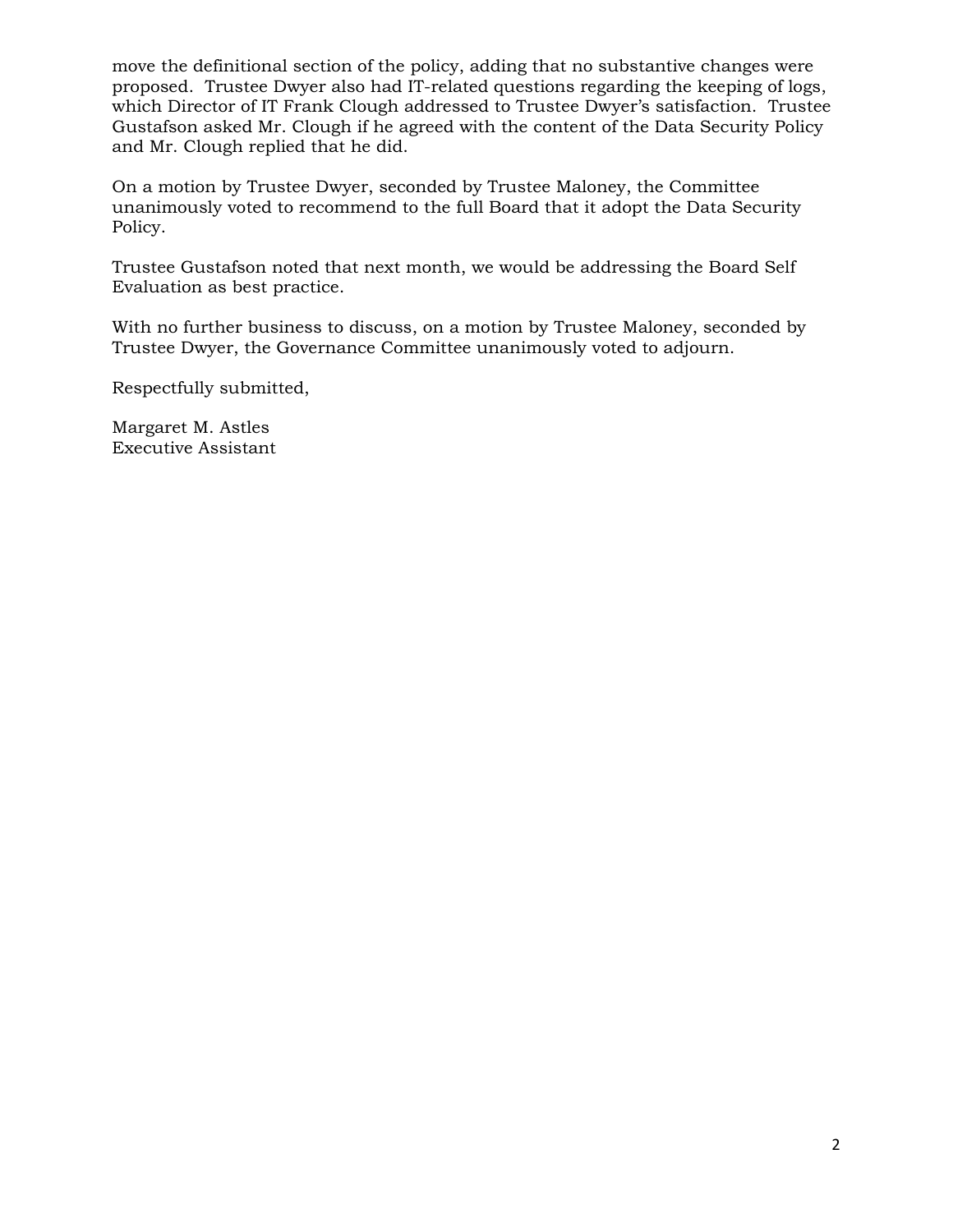move the definitional section of the policy, adding that no substantive changes were proposed. Trustee Dwyer also had IT-related questions regarding the keeping of logs, which Director of IT Frank Clough addressed to Trustee Dwyer's satisfaction. Trustee Gustafson asked Mr. Clough if he agreed with the content of the Data Security Policy and Mr. Clough replied that he did.

On a motion by Trustee Dwyer, seconded by Trustee Maloney, the Committee unanimously voted to recommend to the full Board that it adopt the Data Security Policy.

Trustee Gustafson noted that next month, we would be addressing the Board Self Evaluation as best practice.

With no further business to discuss, on a motion by Trustee Maloney, seconded by Trustee Dwyer, the Governance Committee unanimously voted to adjourn.

Respectfully submitted,

Margaret M. Astles
Executive Assistant